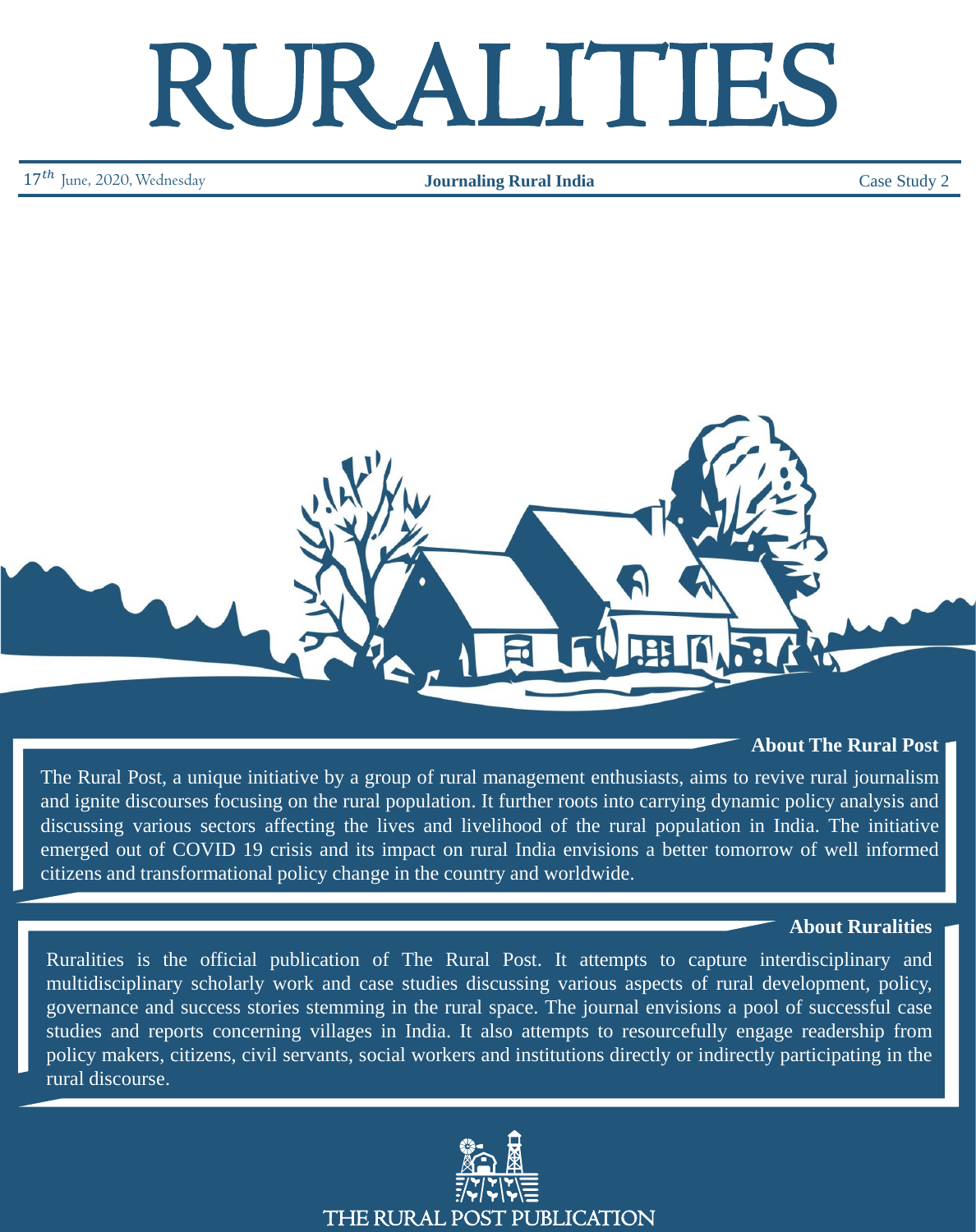# RURALITIES

17th June, 2020, Wednesday | **Journaling Rural India** | Case Study 2

### About The Rural Post

The Rural Post, a unique initiative by a group of rural management enthusiasts, aims to revive rural journalism and ignite discourses focusing on the rural population. It further roots into carrying dynamic policy analysis and discussing various sectors affecting the lives and livelihood of the rural population in India. The initiative emerged out of COVID 19 crisis and its impact on rural India envisions a better tomorrow of well informed citizens and transformational policy change in the country and worldwide.

### About Ruralities

Ruralities is the official publication of The Rural Post. It attempts to capture interdisciplinary and multidisciplinary scholarly work and case studies discussing various aspects of rural development, policy, governance and success stories stemming in the rural space. The journal envisions a pool of successful case studies and reports concerning villages in India. It also attempts to resourcefully engage readership from policy makers, citizens, civil servants, social workers and institutions directly or indirectly participating in the rural discourse.

THE RURAL POST PUBLICATION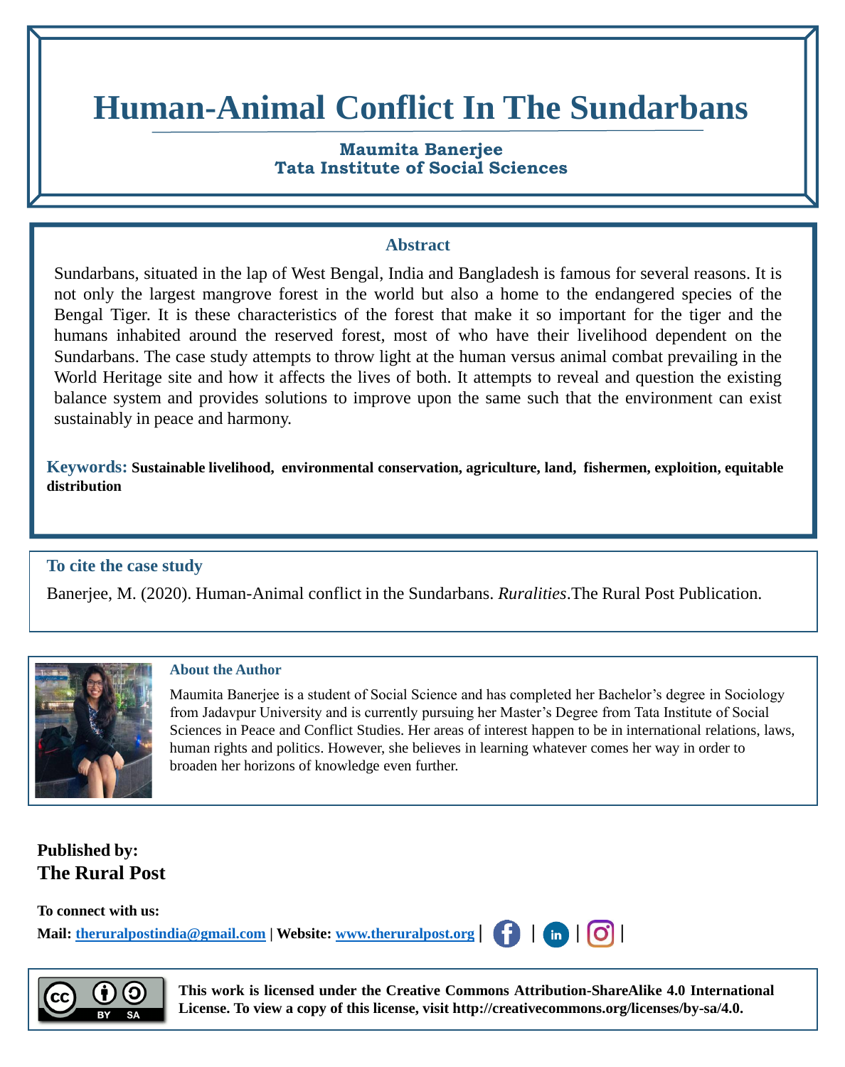# Human-Animal Conflict In The Sundarbans

**Maumita Banerjee**
**Tata Institute of Social Sciences**

## Abstract

Sundarbans, situated in the lap of West Bengal, India and Bangladesh is famous for several reasons. It is not only the largest mangrove forest in the world but also a home to the endangered species of the Bengal Tiger. It is these characteristics of the forest that make it so important for the tiger and the humans inhabited around the reserved forest, most of who have their livelihood dependent on the Sundarbans. The case study attempts to throw light at the human versus animal combat prevailing in the World Heritage site and how it affects the lives of both. It attempts to reveal and question the existing balance system and provides solutions to improve upon the same such that the environment can exist sustainably in peace and harmony.

**Keywords:** **Sustainable livelihood, environmental conservation, agriculture, land, fishermen, exploition, equitable distribution**

### To cite the case study

Banerjee, M. (2020). Human-Animal conflict in the Sundarbans. *Ruralities*.The Rural Post Publication.

### About the Author

Maumita Banerjee is a student of Social Science and has completed her Bachelor's degree in Sociology from Jadavpur University and is currently pursuing her Master's Degree from Tata Institute of Social Sciences in Peace and Conflict Studies. Her areas of interest happen to be in international relations, laws, human rights and politics. However, she believes in learning whatever comes her way in order to broaden her horizons of knowledge even further.

**Published by:**
**The Rural Post**

**To connect with us:**
**Mail: theruralpostindia@gmail.com | Website: www.theruralpost.org |**

**This work is licensed under the Creative Commons Attribution-ShareAlike 4.0 International License. To view a copy of this license, visit http://creativecommons.org/licenses/by-sa/4.0.**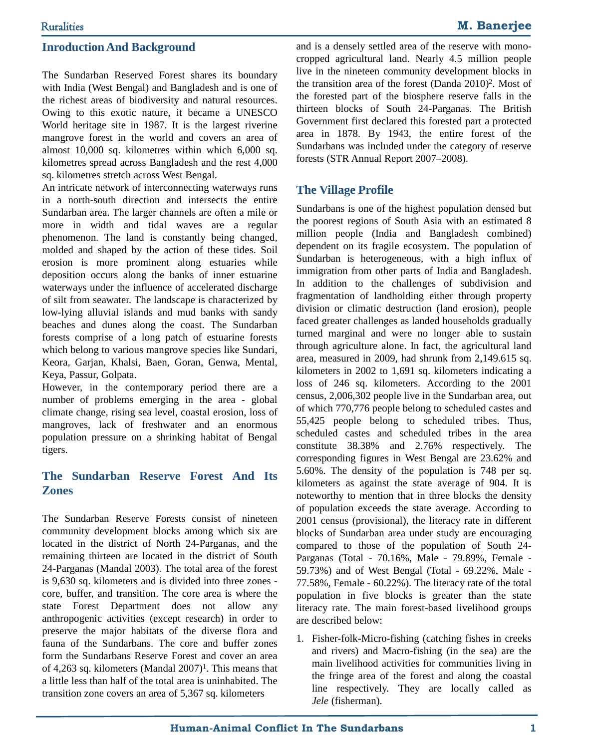## Inroduction And Background

The Sundarban Reserved Forest shares its boundary with India (West Bengal) and Bangladesh and is one of the richest areas of biodiversity and natural resources. Owing to this exotic nature, it became a UNESCO World heritage site in 1987. It is the largest riverine mangrove forest in the world and covers an area of almost 10,000 sq. kilometres within which 6,000 sq. kilometres spread across Bangladesh and the rest 4,000 sq. kilometres stretch across West Bengal.

An intricate network of interconnecting waterways runs in a north-south direction and intersects the entire Sundarban area. The larger channels are often a mile or more in width and tidal waves are a regular phenomenon. The land is constantly being changed, molded and shaped by the action of these tides. Soil erosion is more prominent along estuaries while deposition occurs along the banks of inner estuarine waterways under the influence of accelerated discharge of silt from seawater. The landscape is characterized by low-lying alluvial islands and mud banks with sandy beaches and dunes along the coast. The Sundarban forests comprise of a long patch of estuarine forests which belong to various mangrove species like Sundari, Keora, Garjan, Khalsi, Baen, Goran, Genwa, Mental, Keya, Passur, Golpata.

However, in the contemporary period there are a number of problems emerging in the area - global climate change, rising sea level, coastal erosion, loss of mangroves, lack of freshwater and an enormous population pressure on a shrinking habitat of Bengal tigers.

## The Sundarban Reserve Forest And Its Zones

The Sundarban Reserve Forests consist of nineteen community development blocks among which six are located in the district of North 24-Parganas, and the remaining thirteen are located in the district of South 24-Parganas (Mandal 2003). The total area of the forest is 9,630 sq. kilometers and is divided into three zones - core, buffer, and transition. The core area is where the state Forest Department does not allow any anthropogenic activities (except research) in order to preserve the major habitats of the diverse flora and fauna of the Sundarbans. The core and buffer zones form the Sundarbans Reserve Forest and cover an area of 4,263 sq. kilometers (Mandal 2007)[1]. This means that a little less than half of the total area is uninhabited. The transition zone covers an area of 5,367 sq. kilometers and is a densely settled area of the reserve with mono-cropped agricultural land. Nearly 4.5 million people live in the nineteen community development blocks in the transition area of the forest (Danda 2010)[2]. Most of the forested part of the biosphere reserve falls in the thirteen blocks of South 24-Parganas. The British Government first declared this forested part a protected area in 1878. By 1943, the entire forest of the Sundarbans was included under the category of reserve forests (STR Annual Report 2007–2008).

## The Village Profile

Sundarbans is one of the highest population densed but the poorest regions of South Asia with an estimated 8 million people (India and Bangladesh combined) dependent on its fragile ecosystem. The population of Sundarban is heterogeneous, with a high influx of immigration from other parts of India and Bangladesh. In addition to the challenges of subdivision and fragmentation of landholding either through property division or climatic destruction (land erosion), people faced greater challenges as landed households gradually turned marginal and were no longer able to sustain through agriculture alone. In fact, the agricultural land area, measured in 2009, had shrunk from 2,149.615 sq. kilometers in 2002 to 1,691 sq. kilometers indicating a loss of 246 sq. kilometers. According to the 2001 census, 2,006,302 people live in the Sundarban area, out of which 770,776 people belong to scheduled castes and 55,425 people belong to scheduled tribes. Thus, scheduled castes and scheduled tribes in the area constitute 38.38% and 2.76% respectively. The corresponding figures in West Bengal are 23.62% and 5.60%. The density of the population is 748 per sq. kilometers as against the state average of 904. It is noteworthy to mention that in three blocks the density of population exceeds the state average. According to 2001 census (provisional), the literacy rate in different blocks of Sundarban area under study are encouraging compared to those of the population of South 24-Parganas (Total - 70.16%, Male - 79.89%, Female - 59.73%) and of West Bengal (Total - 69.22%, Male - 77.58%, Female - 60.22%). The literacy rate of the total population in five blocks is greater than the state literacy rate. The main forest-based livelihood groups are described below:

1. Fisher-folk-Micro-fishing (catching fishes in creeks and rivers) and Macro-fishing (in the sea) are the main livelihood activities for communities living in the fringe area of the forest and along the coastal line respectively. They are locally called as *Jele* (fisherman).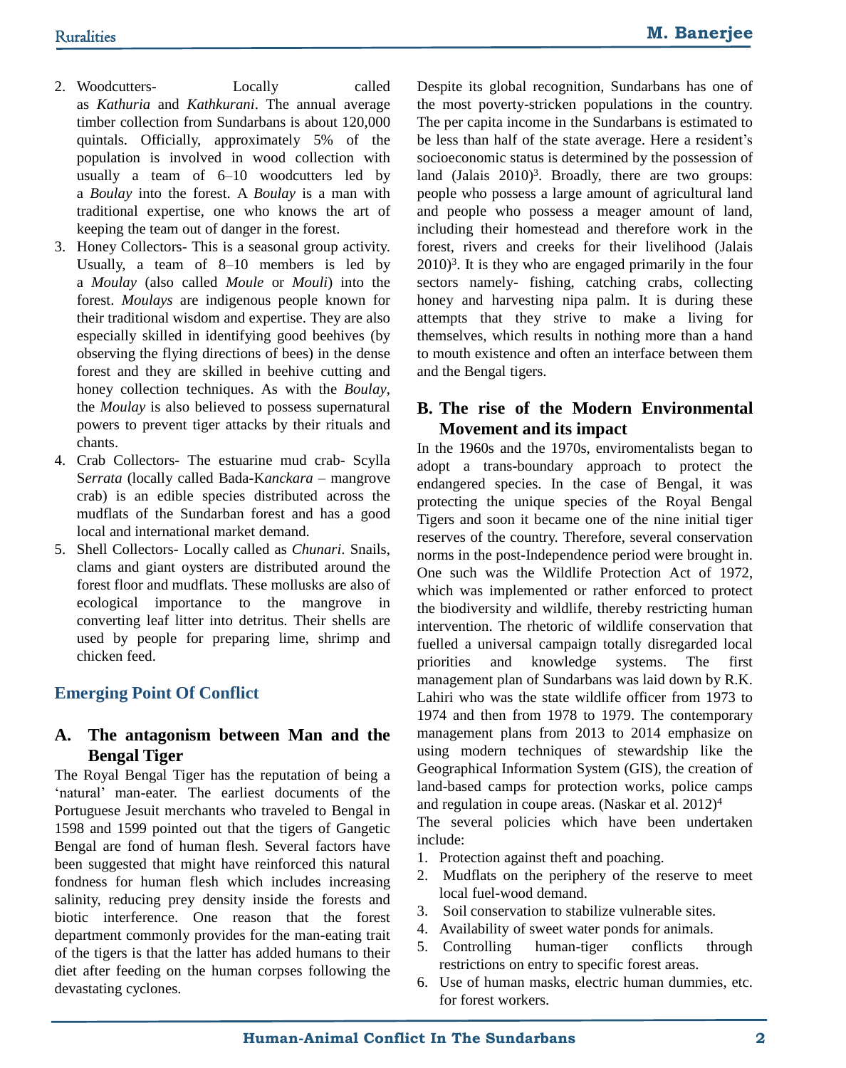2. Woodcutters- Locally called as *Kathuria* and *Kathkurani*. The annual average timber collection from Sundarbans is about 120,000 quintals. Officially, approximately 5% of the population is involved in wood collection with usually a team of 6–10 woodcutters led by a *Boulay* into the forest. A *Boulay* is a man with traditional expertise, one who knows the art of keeping the team out of danger in the forest.
3. Honey Collectors- This is a seasonal group activity. Usually, a team of 8–10 members is led by a *Moulay* (also called *Moule* or *Mouli*) into the forest. *Moulays* are indigenous people known for their traditional wisdom and expertise. They are also especially skilled in identifying good beehives (by observing the flying directions of bees) in the dense forest and they are skilled in beehive cutting and honey collection techniques. As with the *Boulay*, the *Moulay* is also believed to possess supernatural powers to prevent tiger attacks by their rituals and chants.
4. Crab Collectors- The estuarine mud crab- Scylla S*errata* (locally called Bada-K*anckara* – mangrove crab) is an edible species distributed across the mudflats of the Sundarban forest and has a good local and international market demand.
5. Shell Collectors- Locally called as *Chunari*. Snails, clams and giant oysters are distributed around the forest floor and mudflats. These mollusks are also of ecological importance to the mangrove in converting leaf litter into detritus. Their shells are used by people for preparing lime, shrimp and chicken feed.

## Emerging Point Of Conflict

### A. The antagonism between Man and the Bengal Tiger

The Royal Bengal Tiger has the reputation of being a 'natural' man-eater. The earliest documents of the Portuguese Jesuit merchants who traveled to Bengal in 1598 and 1599 pointed out that the tigers of Gangetic Bengal are fond of human flesh. Several factors have been suggested that might have reinforced this natural fondness for human flesh which includes increasing salinity, reducing prey density inside the forests and biotic interference. One reason that the forest department commonly provides for the man-eating trait of the tigers is that the latter has added humans to their diet after feeding on the human corpses following the devastating cyclones.

Despite its global recognition, Sundarbans has one of the most poverty-stricken populations in the country. The per capita income in the Sundarbans is estimated to be less than half of the state average. Here a resident's socioeconomic status is determined by the possession of land (Jalais 2010)[3]. Broadly, there are two groups: people who possess a large amount of agricultural land and people who possess a meager amount of land, including their homestead and therefore work in the forest, rivers and creeks for their livelihood (Jalais 2010)[3]. It is they who are engaged primarily in the four sectors namely- fishing, catching crabs, collecting honey and harvesting nipa palm. It is during these attempts that they strive to make a living for themselves, which results in nothing more than a hand to mouth existence and often an interface between them and the Bengal tigers.

### B. The rise of the Modern Environmental Movement and its impact

In the 1960s and the 1970s, enviromentalists began to adopt a trans-boundary approach to protect the endangered species. In the case of Bengal, it was protecting the unique species of the Royal Bengal Tigers and soon it became one of the nine initial tiger reserves of the country. Therefore, several conservation norms in the post-Independence period were brought in. One such was the Wildlife Protection Act of 1972, which was implemented or rather enforced to protect the biodiversity and wildlife, thereby restricting human intervention. The rhetoric of wildlife conservation that fuelled a universal campaign totally disregarded local priorities and knowledge systems. The first management plan of Sundarbans was laid down by R.K. Lahiri who was the state wildlife officer from 1973 to 1974 and then from 1978 to 1979. The contemporary management plans from 2013 to 2014 emphasize on using modern techniques of stewardship like the Geographical Information System (GIS), the creation of land-based camps for protection works, police camps and regulation in coupe areas. (Naskar et al. 2012)[4]

The several policies which have been undertaken include:

1. Protection against theft and poaching.
2. Mudflats on the periphery of the reserve to meet local fuel-wood demand.
3. Soil conservation to stabilize vulnerable sites.
4. Availability of sweet water ponds for animals.
5. Controlling human-tiger conflicts through restrictions on entry to specific forest areas.
6. Use of human masks, electric human dummies, etc. for forest workers.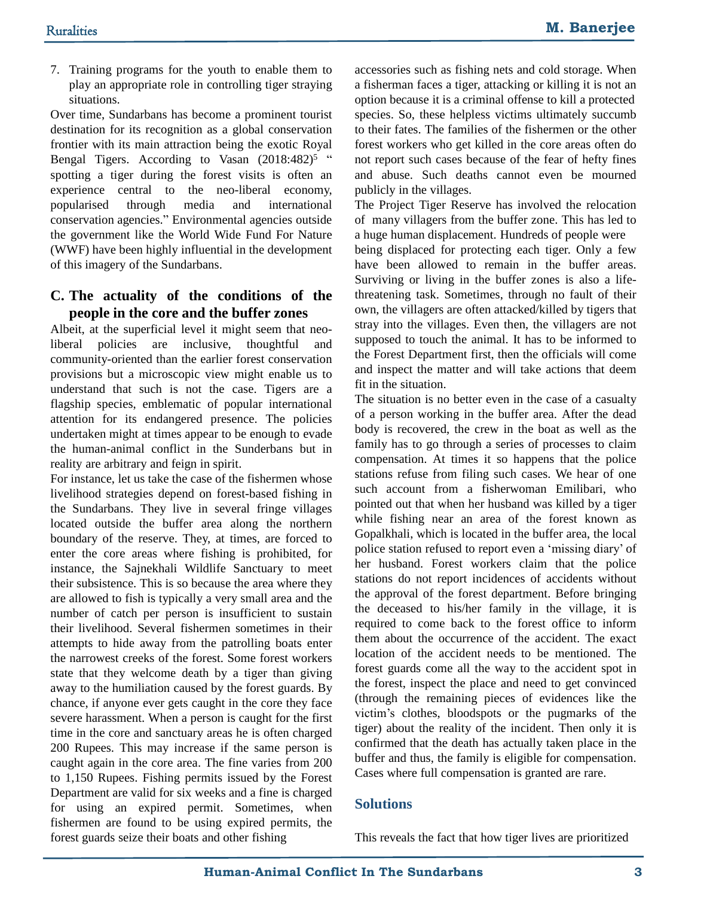7. Training programs for the youth to enable them to play an appropriate role in controlling tiger straying situations.

Over time, Sundarbans has become a prominent tourist destination for its recognition as a global conservation frontier with its main attraction being the exotic Royal Bengal Tigers. According to Vasan (2018:482)[5] " spotting a tiger during the forest visits is often an experience central to the neo-liberal economy, popularised through media and international conservation agencies." Environmental agencies outside the government like the World Wide Fund For Nature (WWF) have been highly influential in the development of this imagery of the Sundarbans.

### C. The actuality of the conditions of the people in the core and the buffer zones

Albeit, at the superficial level it might seem that neo-liberal policies are inclusive, thoughtful and community-oriented than the earlier forest conservation provisions but a microscopic view might enable us to understand that such is not the case. Tigers are a flagship species, emblematic of popular international attention for its endangered presence. The policies undertaken might at times appear to be enough to evade the human-animal conflict in the Sunderbans but in reality are arbitrary and feign in spirit.

For instance, let us take the case of the fishermen whose livelihood strategies depend on forest-based fishing in the Sundarbans. They live in several fringe villages located outside the buffer area along the northern boundary of the reserve. They, at times, are forced to enter the core areas where fishing is prohibited, for instance, the Sajnekhali Wildlife Sanctuary to meet their subsistence. This is so because the area where they are allowed to fish is typically a very small area and the number of catch per person is insufficient to sustain their livelihood. Several fishermen sometimes in their attempts to hide away from the patrolling boats enter the narrowest creeks of the forest. Some forest workers state that they welcome death by a tiger than giving away to the humiliation caused by the forest guards. By chance, if anyone ever gets caught in the core they face severe harassment. When a person is caught for the first time in the core and sanctuary areas he is often charged 200 Rupees. This may increase if the same person is caught again in the core area. The fine varies from 200 to 1,150 Rupees. Fishing permits issued by the Forest Department are valid for six weeks and a fine is charged for using an expired permit. Sometimes, when fishermen are found to be using expired permits, the forest guards seize their boats and other fishing accessories such as fishing nets and cold storage. When a fisherman faces a tiger, attacking or killing it is not an option because it is a criminal offense to kill a protected species. So, these helpless victims ultimately succumb to their fates. The families of the fishermen or the other forest workers who get killed in the core areas often do not report such cases because of the fear of hefty fines and abuse. Such deaths cannot even be mourned publicly in the villages.

The Project Tiger Reserve has involved the relocation of many villagers from the buffer zone. This has led to a huge human displacement. Hundreds of people were being displaced for protecting each tiger. Only a few have been allowed to remain in the buffer areas. Surviving or living in the buffer zones is also a life-threatening task. Sometimes, through no fault of their own, the villagers are often attacked/killed by tigers that stray into the villages. Even then, the villagers are not supposed to touch the animal. It has to be informed to the Forest Department first, then the officials will come and inspect the matter and will take actions that deem fit in the situation.

The situation is no better even in the case of a casualty of a person working in the buffer area. After the dead body is recovered, the crew in the boat as well as the family has to go through a series of processes to claim compensation. At times it so happens that the police stations refuse from filing such cases. We hear of one such account from a fisherwoman Emilibari, who pointed out that when her husband was killed by a tiger while fishing near an area of the forest known as Gopalkhali, which is located in the buffer area, the local police station refused to report even a 'missing diary' of her husband. Forest workers claim that the police stations do not report incidences of accidents without the approval of the forest department. Before bringing the deceased to his/her family in the village, it is required to come back to the forest office to inform them about the occurrence of the accident. The exact location of the accident needs to be mentioned. The forest guards come all the way to the accident spot in the forest, inspect the place and need to get convinced (through the remaining pieces of evidences like the victim's clothes, bloodspots or the pugmarks of the tiger) about the reality of the incident. Then only it is confirmed that the death has actually taken place in the buffer and thus, the family is eligible for compensation. Cases where full compensation is granted are rare.

## Solutions

This reveals the fact that how tiger lives are prioritized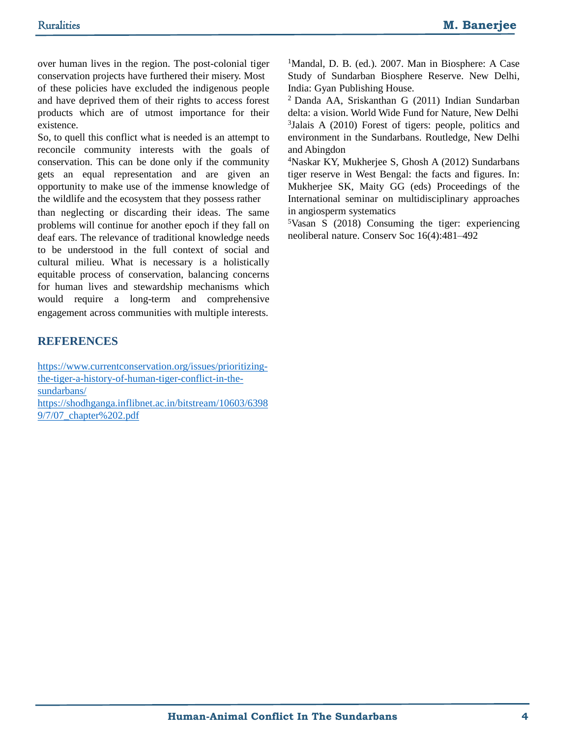over human lives in the region. The post-colonial tiger conservation projects have furthered their misery. Most of these policies have excluded the indigenous people and have deprived them of their rights to access forest products which are of utmost importance for their existence.

So, to quell this conflict what is needed is an attempt to reconcile community interests with the goals of conservation. This can be done only if the community gets an equal representation and are given an opportunity to make use of the immense knowledge of the wildlife and the ecosystem that they possess rather than neglecting or discarding their ideas. The same problems will continue for another epoch if they fall on deaf ears. The relevance of traditional knowledge needs to be understood in the full context of social and cultural milieu. What is necessary is a holistically equitable process of conservation, balancing concerns for human lives and stewardship mechanisms which would require a long-term and comprehensive engagement across communities with multiple interests.

## REFERENCES

https://www.currentconservation.org/issues/prioritizing-the-tiger-a-history-of-human-tiger-conflict-in-the-sundarbans/
https://shodhganga.inflibnet.ac.in/bitstream/10603/63989/7/07_chapter%202.pdf

[1]Mandal, D. B. (ed.). 2007. Man in Biosphere: A Case Study of Sundarban Biosphere Reserve. New Delhi, India: Gyan Publishing House.

[2] Danda AA, Sriskanthan G (2011) Indian Sundarban delta: a vision. World Wide Fund for Nature, New Delhi

[3]Jalais A (2010) Forest of tigers: people, politics and environment in the Sundarbans. Routledge, New Delhi and Abingdon

[4]Naskar KY, Mukherjee S, Ghosh A (2012) Sundarbans tiger reserve in West Bengal: the facts and figures. In: Mukherjee SK, Maity GG (eds) Proceedings of the International seminar on multidisciplinary approaches in angiosperm systematics

[5]Vasan S (2018) Consuming the tiger: experiencing neoliberal nature. Conserv Soc 16(4):481–492